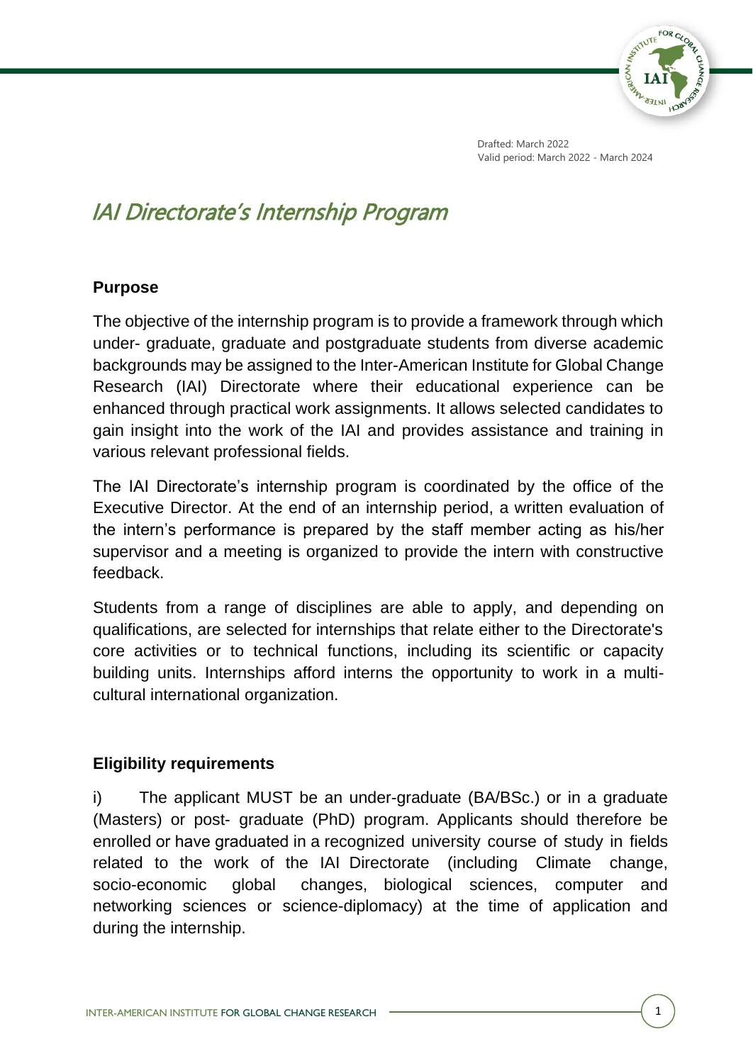Drafted: March 2022
Valid period: March 2022 - March 2024

# *IAI Directorate's Internship Program*

## Purpose

The objective of the internship program is to provide a framework through which under- graduate, graduate and postgraduate students from diverse academic backgrounds may be assigned to the Inter-American Institute for Global Change Research (IAI) Directorate where their educational experience can be enhanced through practical work assignments. It allows selected candidates to gain insight into the work of the IAI and provides assistance and training in various relevant professional fields.

The IAI Directorate's internship program is coordinated by the office of the Executive Director. At the end of an internship period, a written evaluation of the intern's performance is prepared by the staff member acting as his/her supervisor and a meeting is organized to provide the intern with constructive feedback.

Students from a range of disciplines are able to apply, and depending on qualifications, are selected for internships that relate either to the Directorate's core activities or to technical functions, including its scientific or capacity building units. Internships afford interns the opportunity to work in a multi-cultural international organization.

## Eligibility requirements

i) The applicant MUST be an under-graduate (BA/BSc.) or in a graduate (Masters) or post- graduate (PhD) program. Applicants should therefore be enrolled or have graduated in a recognized university course of study in fields related to the work of the IAI Directorate (including Climate change, socio-economic global changes, biological sciences, computer and networking sciences or science-diplomacy) at the time of application and during the internship.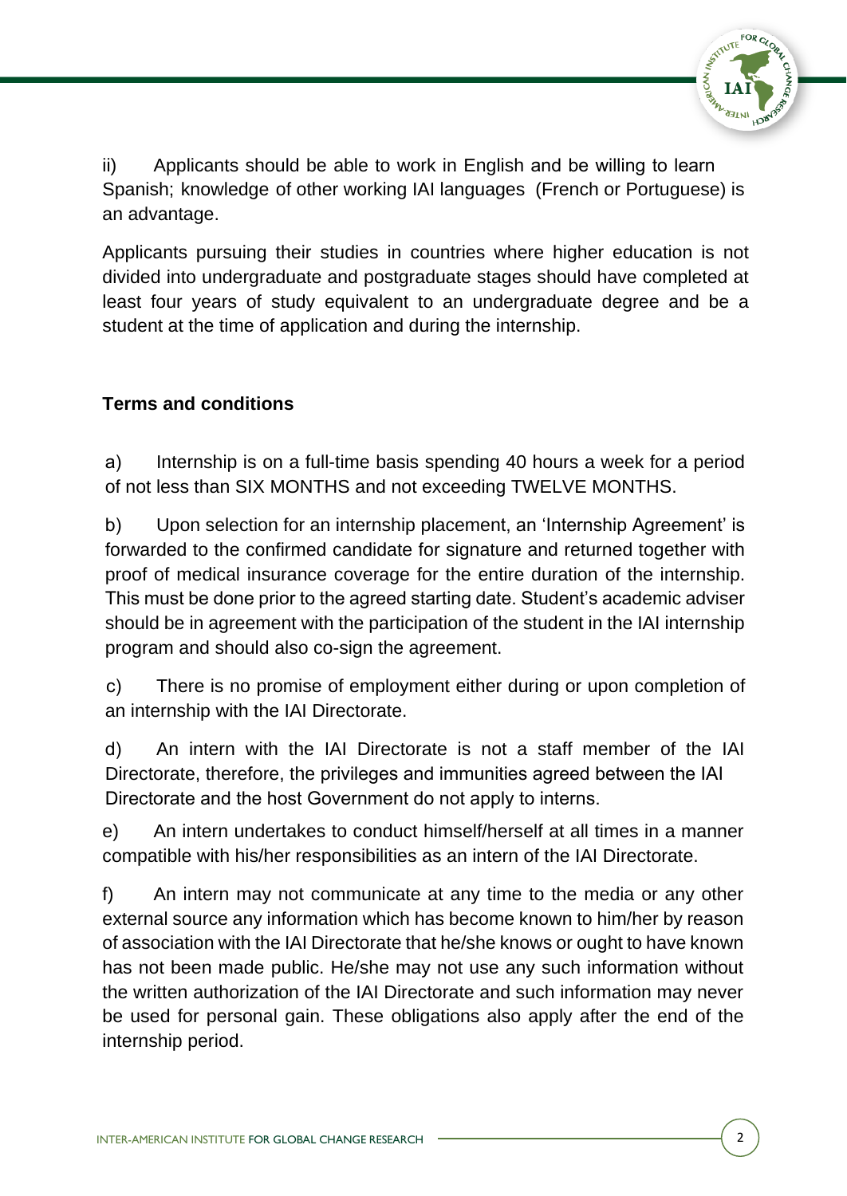ii) Applicants should be able to work in English and be willing to learn Spanish; knowledge of other working IAI languages (French or Portuguese) is an advantage.

Applicants pursuing their studies in countries where higher education is not divided into undergraduate and postgraduate stages should have completed at least four years of study equivalent to an undergraduate degree and be a student at the time of application and during the internship.

**Terms and conditions**

a) Internship is on a full-time basis spending 40 hours a week for a period of not less than SIX MONTHS and not exceeding TWELVE MONTHS.

b) Upon selection for an internship placement, an 'Internship Agreement' is forwarded to the confirmed candidate for signature and returned together with proof of medical insurance coverage for the entire duration of the internship. This must be done prior to the agreed starting date. Student's academic adviser should be in agreement with the participation of the student in the IAI internship program and should also co-sign the agreement.

c) There is no promise of employment either during or upon completion of an internship with the IAI Directorate.

d) An intern with the IAI Directorate is not a staff member of the IAI Directorate, therefore, the privileges and immunities agreed between the IAI Directorate and the host Government do not apply to interns.

e) An intern undertakes to conduct himself/herself at all times in a manner compatible with his/her responsibilities as an intern of the IAI Directorate.

f) An intern may not communicate at any time to the media or any other external source any information which has become known to him/her by reason of association with the IAI Directorate that he/she knows or ought to have known has not been made public. He/she may not use any such information without the written authorization of the IAI Directorate and such information may never be used for personal gain. These obligations also apply after the end of the internship period.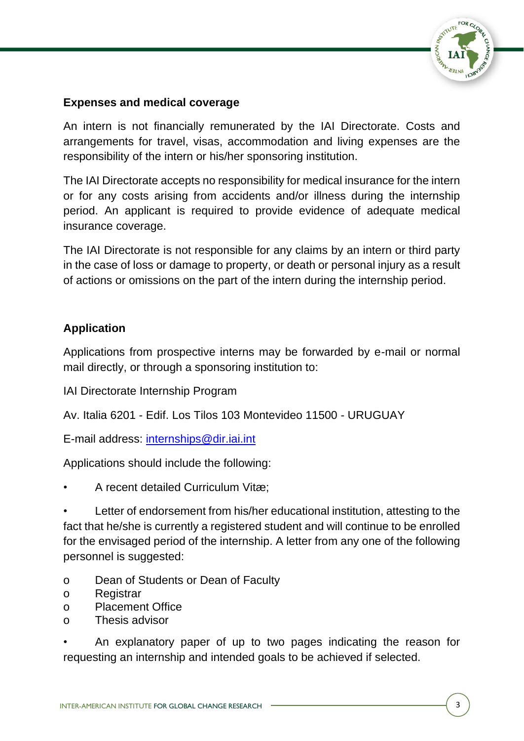## Expenses and medical coverage

An intern is not financially remunerated by the IAI Directorate. Costs and arrangements for travel, visas, accommodation and living expenses are the responsibility of the intern or his/her sponsoring institution.

The IAI Directorate accepts no responsibility for medical insurance for the intern or for any costs arising from accidents and/or illness during the internship period. An applicant is required to provide evidence of adequate medical insurance coverage.

The IAI Directorate is not responsible for any claims by an intern or third party in the case of loss or damage to property, or death or personal injury as a result of actions or omissions on the part of the intern during the internship period.

## Application

Applications from prospective interns may be forwarded by e-mail or normal mail directly, or through a sponsoring institution to:

IAI Directorate Internship Program

Av. Italia 6201 - Edif. Los Tilos 103 Montevideo 11500 - URUGUAY

E-mail address: internships@dir.iai.int

Applications should include the following:

- A recent detailed Curriculum Vitæ;
- Letter of endorsement from his/her educational institution, attesting to the fact that he/she is currently a registered student and will continue to be enrolled for the envisaged period of the internship. A letter from any one of the following personnel is suggested:
    - Dean of Students or Dean of Faculty
    - Registrar
    - Placement Office
    - Thesis advisor
- An explanatory paper of up to two pages indicating the reason for requesting an internship and intended goals to be achieved if selected.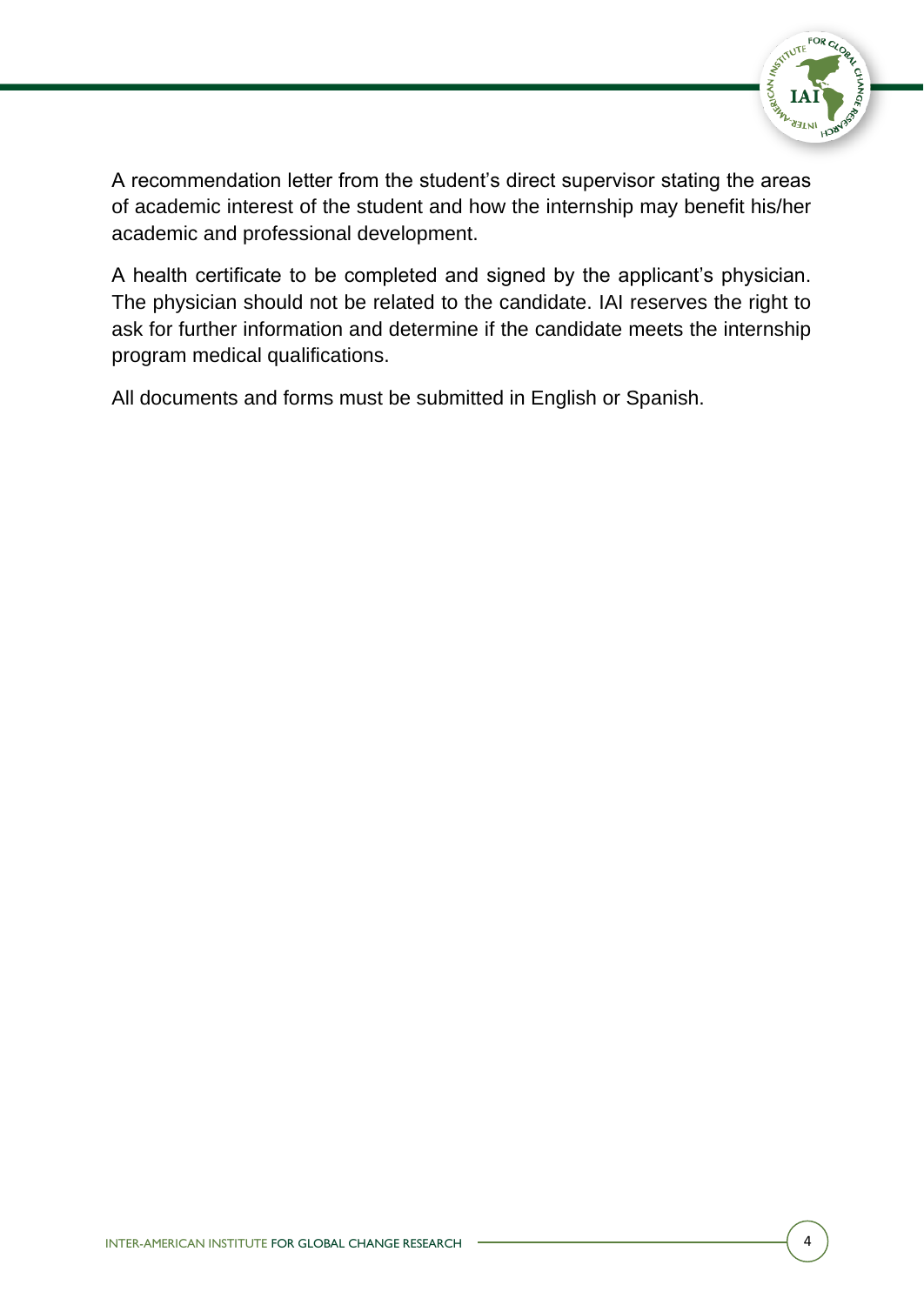A recommendation letter from the student's direct supervisor stating the areas of academic interest of the student and how the internship may benefit his/her academic and professional development.

A health certificate to be completed and signed by the applicant's physician. The physician should not be related to the candidate. IAI reserves the right to ask for further information and determine if the candidate meets the internship program medical qualifications.

All documents and forms must be submitted in English or Spanish.